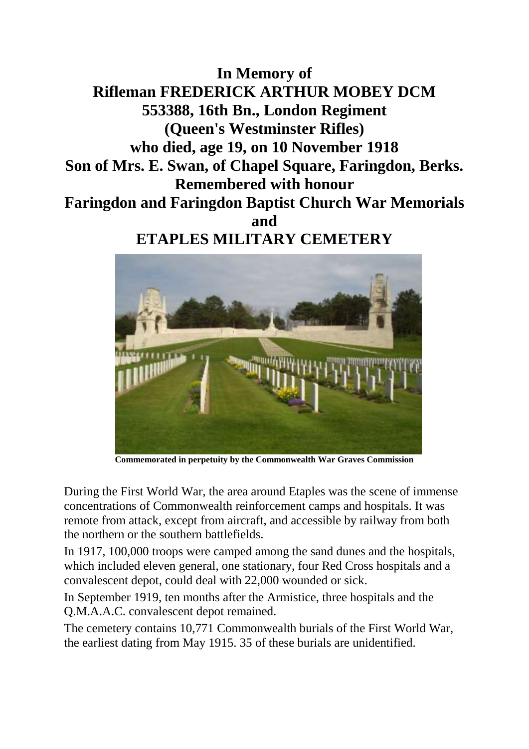# In Memory of
# Rifleman FREDERICK ARTHUR MOBEY DCM
# 553388, 16th Bn., London Regiment
# (Queen's Westminster Rifles)
# who died, age 19, on 10 November 1918
# Son of Mrs. E. Swan, of Chapel Square, Faringdon, Berks.
# Remembered with honour
# Faringdon and Faringdon Baptist Church War Memorials
# and
# ETAPLES MILITARY CEMETERY

**Commemorated in perpetuity by the Commonwealth War Graves Commission**

During the First World War, the area around Etaples was the scene of immense concentrations of Commonwealth reinforcement camps and hospitals. It was remote from attack, except from aircraft, and accessible by railway from both the northern or the southern battlefields.

In 1917, 100,000 troops were camped among the sand dunes and the hospitals, which included eleven general, one stationary, four Red Cross hospitals and a convalescent depot, could deal with 22,000 wounded or sick.

In September 1919, ten months after the Armistice, three hospitals and the Q.M.A.A.C. convalescent depot remained.

The cemetery contains 10,771 Commonwealth burials of the First World War, the earliest dating from May 1915. 35 of these burials are unidentified.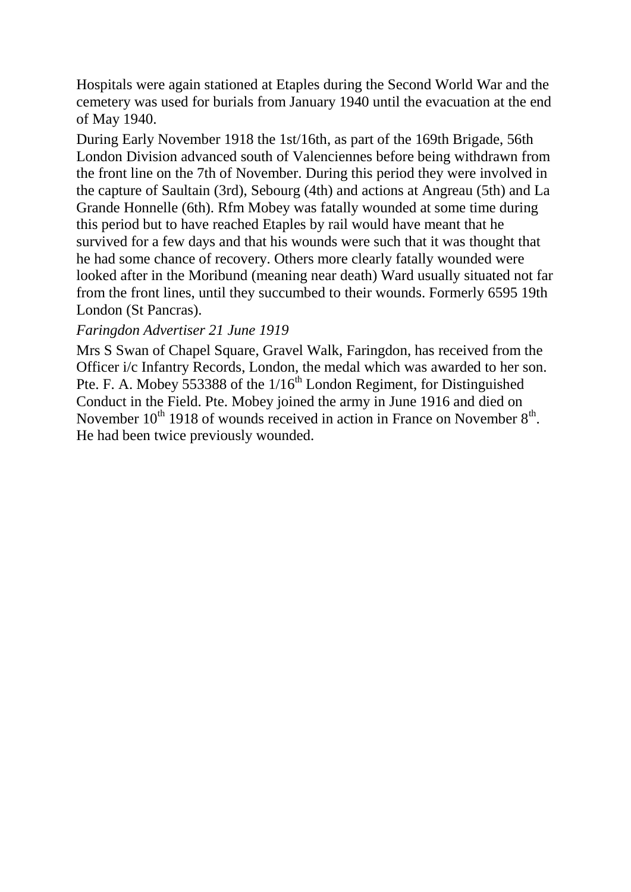Hospitals were again stationed at Etaples during the Second World War and the cemetery was used for burials from January 1940 until the evacuation at the end of May 1940.

During Early November 1918 the 1st/16th, as part of the 169th Brigade, 56th London Division advanced south of Valenciennes before being withdrawn from the front line on the 7th of November. During this period they were involved in the capture of Saultain (3rd), Sebourg (4th) and actions at Angreau (5th) and La Grande Honnelle (6th). Rfm Mobey was fatally wounded at some time during this period but to have reached Etaples by rail would have meant that he survived for a few days and that his wounds were such that it was thought that he had some chance of recovery. Others more clearly fatally wounded were looked after in the Moribund (meaning near death) Ward usually situated not far from the front lines, until they succumbed to their wounds. Formerly 6595 19th London (St Pancras).

*Faringdon Advertiser 21 June 1919*

Mrs S Swan of Chapel Square, Gravel Walk, Faringdon, has received from the Officer i/c Infantry Records, London, the medal which was awarded to her son. Pte. F. A. Mobey 553388 of the 1/16th London Regiment, for Distinguished Conduct in the Field. Pte. Mobey joined the army in June 1916 and died on November 10th 1918 of wounds received in action in France on November 8th. He had been twice previously wounded.